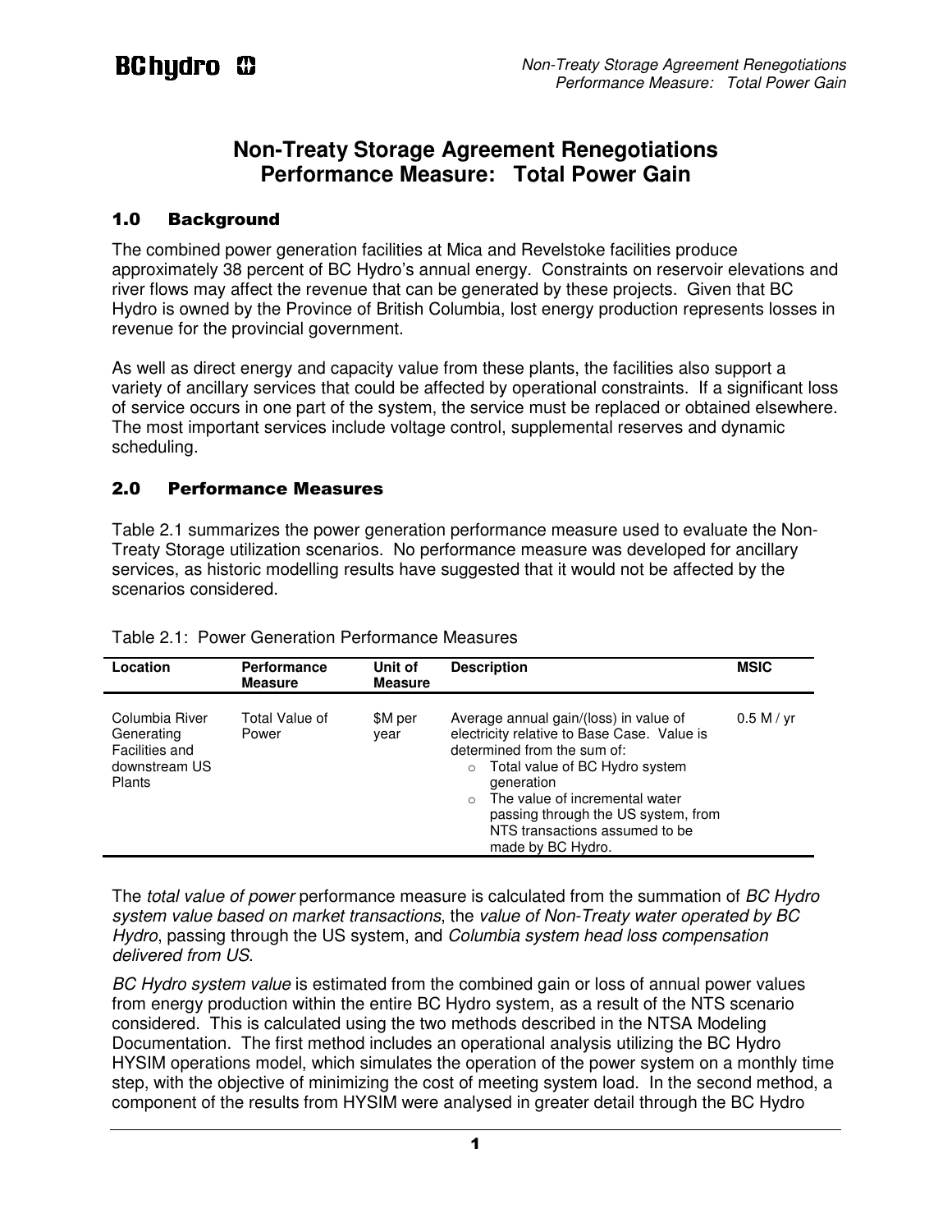# Non-Treaty Storage Agreement Renegotiations Performance Measure: Total Power Gain

## 1.0 Background

The combined power generation facilities at Mica and Revelstoke facilities produce approximately 38 percent of BC Hydro's annual energy. Constraints on reservoir elevations and river flows may affect the revenue that can be generated by these projects. Given that BC Hydro is owned by the Province of British Columbia, lost energy production represents losses in revenue for the provincial government.

As well as direct energy and capacity value from these plants, the facilities also support a variety of ancillary services that could be affected by operational constraints. If a significant loss of service occurs in one part of the system, the service must be replaced or obtained elsewhere. The most important services include voltage control, supplemental reserves and dynamic scheduling.

## 2.0 Performance Measures

Table 2.1 summarizes the power generation performance measure used to evaluate the Non-Treaty Storage utilization scenarios. No performance measure was developed for ancillary services, as historic modelling results have suggested that it would not be affected by the scenarios considered.

Table 2.1: Power Generation Performance Measures

| Location | Performance Measure | Unit of Measure | Description | MSIC |
|---|---|---|---|---|
| Columbia River Generating Facilities and downstream US Plants | Total Value of Power | $M per year | Average annual gain/(loss) in value of electricity relative to Base Case. Value is determined from the sum of:<br>○ Total value of BC Hydro system generation<br>○ The value of incremental water passing through the US system, from NTS transactions assumed to be made by BC Hydro. | 0.5 M / yr |

The *total value of power* performance measure is calculated from the summation of *BC Hydro system value based on market transactions*, the *value of Non-Treaty water operated by BC Hydro*, passing through the US system, and *Columbia system head loss compensation delivered from US*.

*BC Hydro system value* is estimated from the combined gain or loss of annual power values from energy production within the entire BC Hydro system, as a result of the NTS scenario considered. This is calculated using the two methods described in the NTSA Modeling Documentation. The first method includes an operational analysis utilizing the BC Hydro HYSIM operations model, which simulates the operation of the power system on a monthly time step, with the objective of minimizing the cost of meeting system load. In the second method, a component of the results from HYSIM were analysed in greater detail through the BC Hydro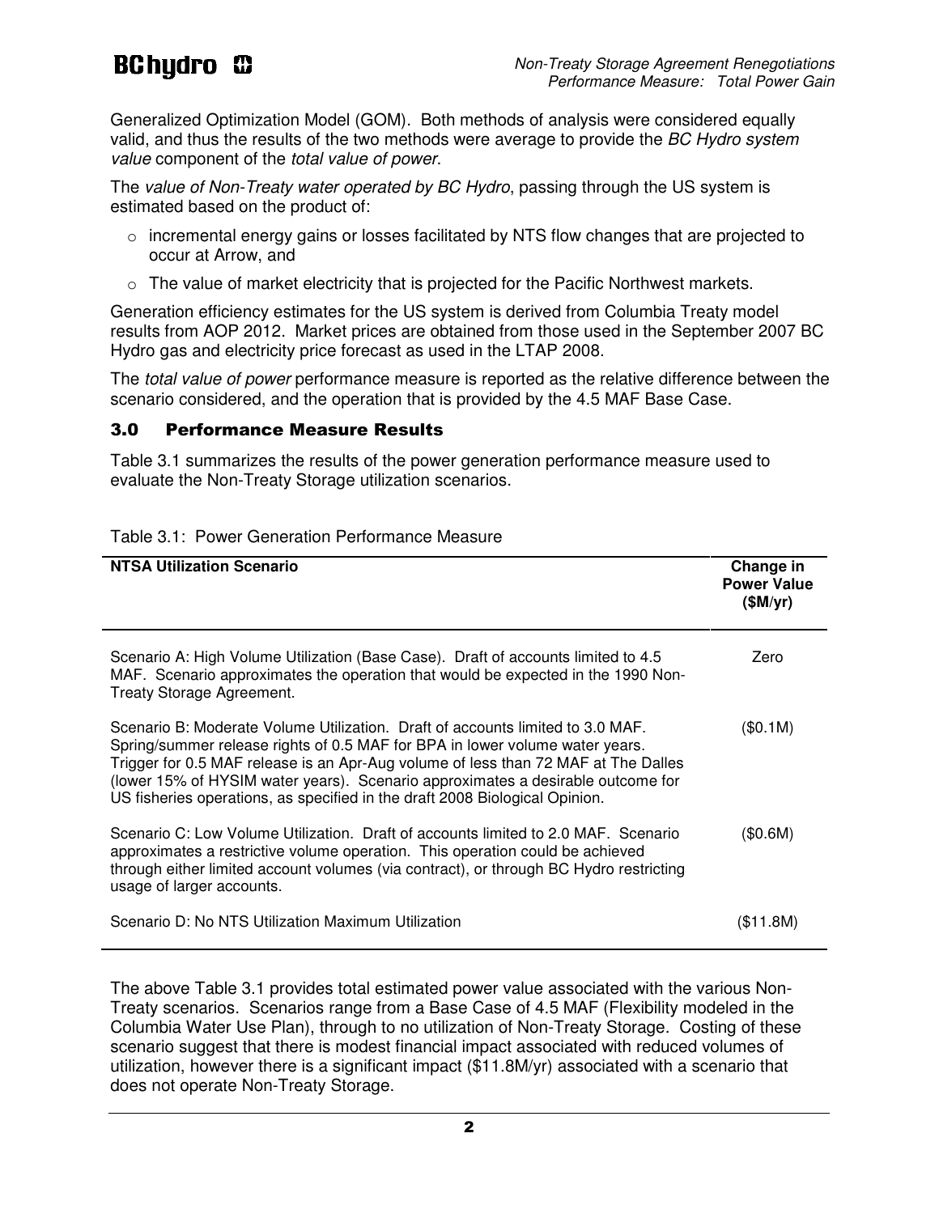Generalized Optimization Model (GOM). Both methods of analysis were considered equally valid, and thus the results of the two methods were average to provide the *BC Hydro system value* component of the *total value of power*.

The *value of Non-Treaty water operated by BC Hydro*, passing through the US system is estimated based on the product of:

- incremental energy gains or losses facilitated by NTS flow changes that are projected to occur at Arrow, and
- The value of market electricity that is projected for the Pacific Northwest markets.

Generation efficiency estimates for the US system is derived from Columbia Treaty model results from AOP 2012. Market prices are obtained from those used in the September 2007 BC Hydro gas and electricity price forecast as used in the LTAP 2008.

The *total value of power* performance measure is reported as the relative difference between the scenario considered, and the operation that is provided by the 4.5 MAF Base Case.

## 3.0 Performance Measure Results

Table 3.1 summarizes the results of the power generation performance measure used to evaluate the Non-Treaty Storage utilization scenarios.

Table 3.1: Power Generation Performance Measure

| NTSA Utilization Scenario | Change in Power Value ($M/yr) |
|---|---|
| Scenario A: High Volume Utilization (Base Case). Draft of accounts limited to 4.5 MAF. Scenario approximates the operation that would be expected in the 1990 Non-Treaty Storage Agreement. | Zero |
| Scenario B: Moderate Volume Utilization. Draft of accounts limited to 3.0 MAF. Spring/summer release rights of 0.5 MAF for BPA in lower volume water years. Trigger for 0.5 MAF release is an Apr-Aug volume of less than 72 MAF at The Dalles (lower 15% of HYSIM water years). Scenario approximates a desirable outcome for US fisheries operations, as specified in the draft 2008 Biological Opinion. | ($0.1M) |
| Scenario C: Low Volume Utilization. Draft of accounts limited to 2.0 MAF. Scenario approximates a restrictive volume operation. This operation could be achieved through either limited account volumes (via contract), or through BC Hydro restricting usage of larger accounts. | ($0.6M) |
| Scenario D: No NTS Utilization Maximum Utilization | ($11.8M) |

The above Table 3.1 provides total estimated power value associated with the various Non-Treaty scenarios. Scenarios range from a Base Case of 4.5 MAF (Flexibility modeled in the Columbia Water Use Plan), through to no utilization of Non-Treaty Storage. Costing of these scenario suggest that there is modest financial impact associated with reduced volumes of utilization, however there is a significant impact ($11.8M/yr) associated with a scenario that does not operate Non-Treaty Storage.